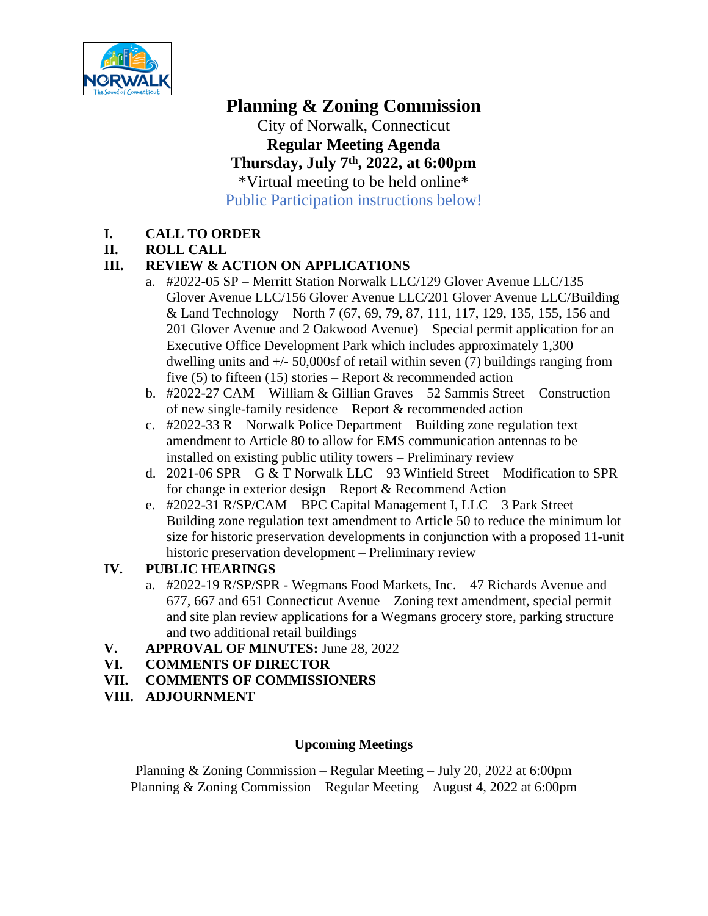# Planning & Zoning Commission

City of Norwalk, Connecticut

**Regular Meeting Agenda**

**Thursday, July 7th, 2022, at 6:00pm**

\*Virtual meeting to be held online\*

Public Participation instructions below!

**I. CALL TO ORDER**

**II. ROLL CALL**

**III. REVIEW & ACTION ON APPLICATIONS**

a. #2022-05 SP – Merritt Station Norwalk LLC/129 Glover Avenue LLC/135 Glover Avenue LLC/156 Glover Avenue LLC/201 Glover Avenue LLC/Building & Land Technology – North 7 (67, 69, 79, 87, 111, 117, 129, 135, 155, 156 and 201 Glover Avenue and 2 Oakwood Avenue) – Special permit application for an Executive Office Development Park which includes approximately 1,300 dwelling units and +/- 50,000sf of retail within seven (7) buildings ranging from five (5) to fifteen (15) stories – Report & recommended action

b. #2022-27 CAM – William & Gillian Graves – 52 Sammis Street – Construction of new single-family residence – Report & recommended action

c. #2022-33 R – Norwalk Police Department – Building zone regulation text amendment to Article 80 to allow for EMS communication antennas to be installed on existing public utility towers – Preliminary review

d. 2021-06 SPR – G & T Norwalk LLC – 93 Winfield Street – Modification to SPR for change in exterior design – Report & Recommend Action

e. #2022-31 R/SP/CAM – BPC Capital Management I, LLC – 3 Park Street – Building zone regulation text amendment to Article 50 to reduce the minimum lot size for historic preservation developments in conjunction with a proposed 11-unit historic preservation development – Preliminary review

**IV. PUBLIC HEARINGS**

a. #2022-19 R/SP/SPR - Wegmans Food Markets, Inc. – 47 Richards Avenue and 677, 667 and 651 Connecticut Avenue – Zoning text amendment, special permit and site plan review applications for a Wegmans grocery store, parking structure and two additional retail buildings

**V. APPROVAL OF MINUTES:** June 28, 2022

**VI. COMMENTS OF DIRECTOR**

**VII. COMMENTS OF COMMISSIONERS**

**VIII. ADJOURNMENT**

**Upcoming Meetings**

Planning & Zoning Commission – Regular Meeting – July 20, 2022 at 6:00pm

Planning & Zoning Commission – Regular Meeting – August 4, 2022 at 6:00pm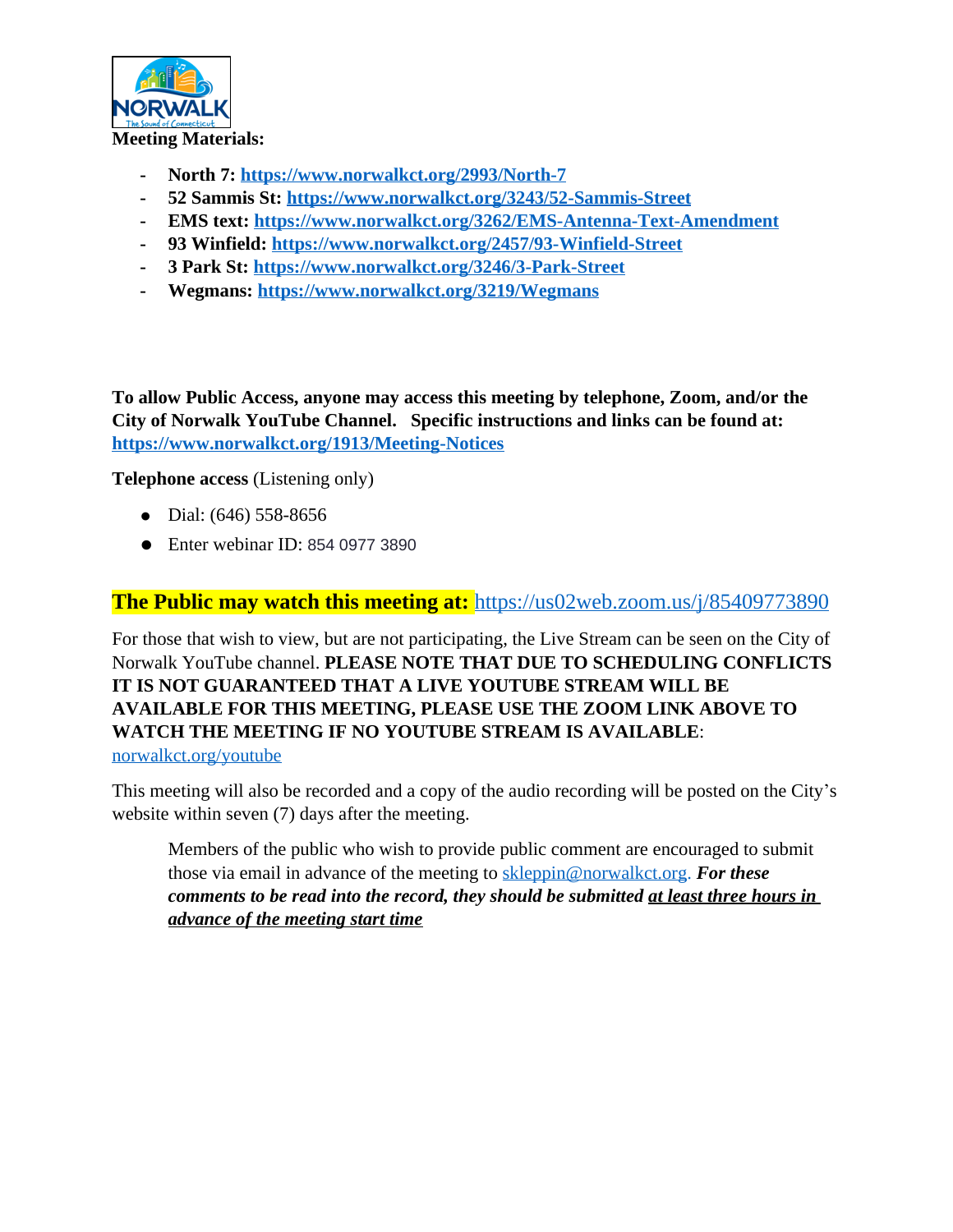**Meeting Materials:**

- **North 7: https://www.norwalkct.org/2993/North-7**
- **52 Sammis St: https://www.norwalkct.org/3243/52-Sammis-Street**
- **EMS text: https://www.norwalkct.org/3262/EMS-Antenna-Text-Amendment**
- **93 Winfield: https://www.norwalkct.org/2457/93-Winfield-Street**
- **3 Park St: https://www.norwalkct.org/3246/3-Park-Street**
- **Wegmans: https://www.norwalkct.org/3219/Wegmans**

**To allow Public Access, anyone may access this meeting by telephone, Zoom, and/or the City of Norwalk YouTube Channel. Specific instructions and links can be found at: https://www.norwalkct.org/1913/Meeting-Notices**

**Telephone access** (Listening only)

- Dial: (646) 558-8656
- Enter webinar ID: 854 0977 3890

**The Public may watch this meeting at:** https://us02web.zoom.us/j/85409773890

For those that wish to view, but are not participating, the Live Stream can be seen on the City of Norwalk YouTube channel. **PLEASE NOTE THAT DUE TO SCHEDULING CONFLICTS IT IS NOT GUARANTEED THAT A LIVE YOUTUBE STREAM WILL BE AVAILABLE FOR THIS MEETING, PLEASE USE THE ZOOM LINK ABOVE TO WATCH THE MEETING IF NO YOUTUBE STREAM IS AVAILABLE**: norwalkct.org/youtube

This meeting will also be recorded and a copy of the audio recording will be posted on the City's website within seven (7) days after the meeting.

> Members of the public who wish to provide public comment are encouraged to submit those via email in advance of the meeting to skleppin@norwalkct.org. ***For these comments to be read into the record, they should be submitted <u>at least three hours in advance of the meeting start time</u>***